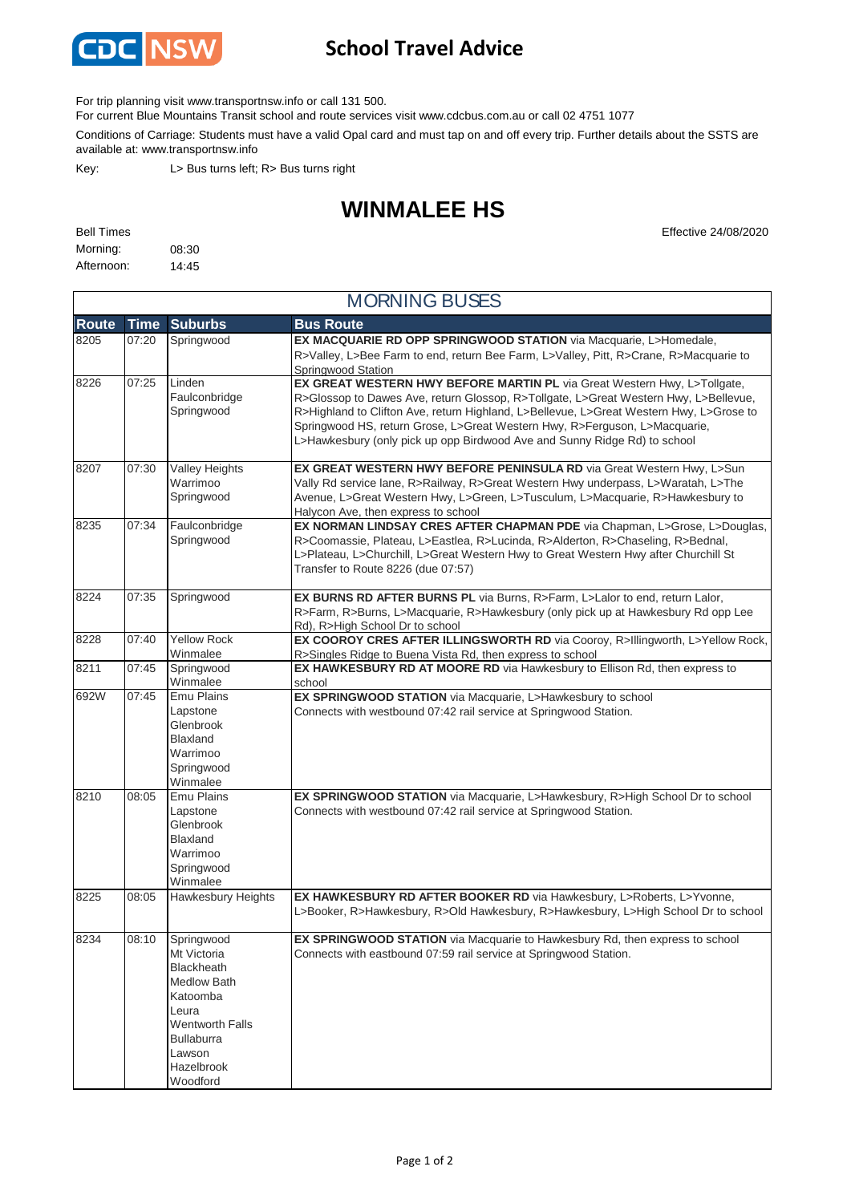# School Travel Advice

For trip planning visit www.transportnsw.info or call 131 500.

For current Blue Mountains Transit school and route services visit www.cdcbus.com.au or call 02 4751 1077

Conditions of Carriage: Students must have a valid Opal card and must tap on and off every trip. Further details about the SSTS are available at: www.transportnsw.info

Key: L> Bus turns left; R> Bus turns right

## WINMALEE HS

Bell Times
Morning: 08:30
Afternoon: 14:45

Effective 24/08/2020

### MORNING BUSES

| Route | Time | Suburbs | Bus Route |
|---|---|---|---|
| 8205 | 07:20 | Springwood | **EX MACQUARIE RD OPP SPRINGWOOD STATION** via Macquarie, L>Homedale, R>Valley, L>Bee Farm to end, return Bee Farm, L>Valley, Pitt, R>Crane, R>Macquarie to Springwood Station |
| 8226 | 07:25 | Linden<br>Faulconbridge<br>Springwood | **EX GREAT WESTERN HWY BEFORE MARTIN PL** via Great Western Hwy, L>Tollgate, R>Glossop to Dawes Ave, return Glossop, R>Tollgate, L>Great Western Hwy, L>Bellevue, R>Highland to Clifton Ave, return Highland, L>Bellevue, L>Great Western Hwy, L>Grose to Springwood HS, return Grose, L>Great Western Hwy, R>Ferguson, L>Macquarie, L>Hawkesbury (only pick up opp Birdwood Ave and Sunny Ridge Rd) to school |
| 8207 | 07:30 | Valley Heights<br>Warrimoo<br>Springwood | **EX GREAT WESTERN HWY BEFORE PENINSULA RD** via Great Western Hwy, L>Sun Vally Rd service lane, R>Railway, R>Great Western Hwy underpass, L>Waratah, L>The Avenue, L>Great Western Hwy, L>Green, L>Tusculum, L>Macquarie, R>Hawkesbury to Halycon Ave, then express to school |
| 8235 | 07:34 | Faulconbridge<br>Springwood | **EX NORMAN LINDSAY CRES AFTER CHAPMAN PDE** via Chapman, L>Grose, L>Douglas, R>Coomassie, Plateau, L>Eastlea, R>Lucinda, R>Alderton, R>Chaseling, R>Bednal, L>Plateau, L>Churchill, L>Great Western Hwy to Great Western Hwy after Churchill St Transfer to Route 8226 (due 07:57) |
| 8224 | 07:35 | Springwood | **EX BURNS RD AFTER BURNS PL** via Burns, R>Farm, L>Lalor to end, return Lalor, R>Farm, R>Burns, L>Macquarie, R>Hawkesbury (only pick up at Hawkesbury Rd opp Lee Rd), R>High School Dr to school |
| 8228 | 07:40 | Yellow Rock<br>Winmalee | **EX COOROY CRES AFTER ILLINGSWORTH RD** via Cooroy, R>Illingworth, L>Yellow Rock, R>Singles Ridge to Buena Vista Rd, then express to school |
| 8211 | 07:45 | Springwood<br>Winmalee | **EX HAWKESBURY RD AT MOORE RD** via Hawkesbury to Ellison Rd, then express to school |
| 692W | 07:45 | Emu Plains<br>Lapstone<br>Glenbrook<br>Blaxland<br>Warrimoo<br>Springwood<br>Winmalee | **EX SPRINGWOOD STATION** via Macquarie, L>Hawkesbury to school<br>Connects with westbound 07:42 rail service at Springwood Station. |
| 8210 | 08:05 | Emu Plains<br>Lapstone<br>Glenbrook<br>Blaxland<br>Warrimoo<br>Springwood<br>Winmalee | **EX SPRINGWOOD STATION** via Macquarie, L>Hawkesbury, R>High School Dr to school<br>Connects with westbound 07:42 rail service at Springwood Station. |
| 8225 | 08:05 | Hawkesbury Heights | **EX HAWKESBURY RD AFTER BOOKER RD** via Hawkesbury, L>Roberts, L>Yvonne, L>Booker, R>Hawkesbury, R>Old Hawkesbury, R>Hawkesbury, L>High School Dr to school |
| 8234 | 08:10 | Springwood<br>Mt Victoria<br>Blackheath<br>Medlow Bath<br>Katoomba<br>Leura<br>Wentworth Falls<br>Bullaburra<br>Lawson<br>Hazelbrook<br>Woodford | **EX SPRINGWOOD STATION** via Macquarie to Hawkesbury Rd, then express to school<br>Connects with eastbound 07:59 rail service at Springwood Station. |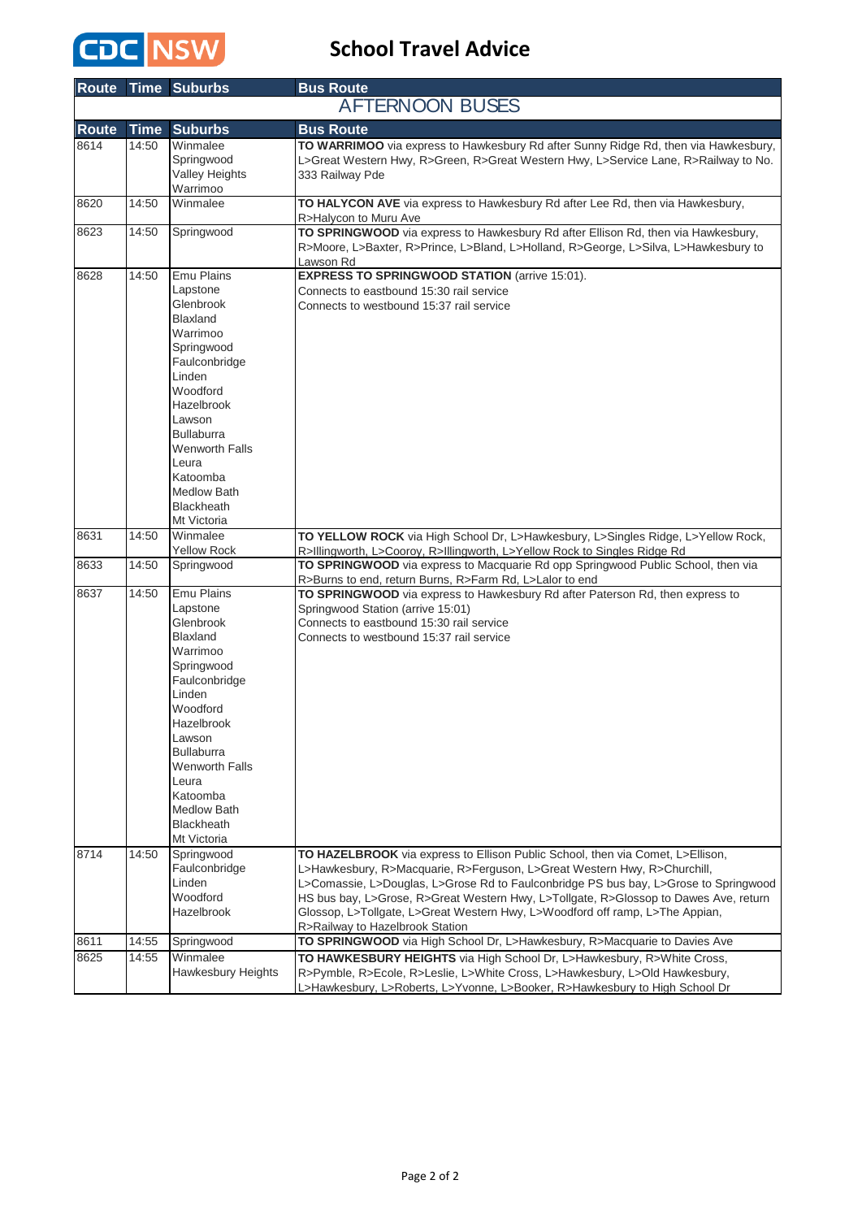# School Travel Advice

| Route | Time | Suburbs | Bus Route |
|---|---|---|---|
| **AFTERNOON BUSES** | | | |
| **Route** | **Time** | **Suburbs** | **Bus Route** |
| 8614 | 14:50 | Winmalee<br>Springwood<br>Valley Heights<br>Warrimoo | **TO WARRIMOO** via express to Hawkesbury Rd after Sunny Ridge Rd, then via Hawkesbury, L>Great Western Hwy, R>Green, R>Great Western Hwy, L>Service Lane, R>Railway to No. 333 Railway Pde |
| 8620 | 14:50 | Winmalee | **TO HALYCON AVE** via express to Hawkesbury Rd after Lee Rd, then via Hawkesbury, R>Halycon to Muru Ave |
| 8623 | 14:50 | Springwood | **TO SPRINGWOOD** via express to Hawkesbury Rd after Ellison Rd, then via Hawkesbury, R>Moore, L>Baxter, R>Prince, L>Bland, L>Holland, R>George, L>Silva, L>Hawkesbury to Lawson Rd |
| 8628 | 14:50 | Emu Plains<br>Lapstone<br>Glenbrook<br>Blaxland<br>Warrimoo<br>Springwood<br>Faulconbridge<br>Linden<br>Woodford<br>Hazelbrook<br>Lawson<br>Bullaburra<br>Wenworth Falls<br>Leura<br>Katoomba<br>Medlow Bath<br>Blackheath<br>Mt Victoria | **EXPRESS TO SPRINGWOOD STATION** (arrive 15:01).<br>Connects to eastbound 15:30 rail service<br>Connects to westbound 15:37 rail service |
| 8631 | 14:50 | Winmalee<br>Yellow Rock | **TO YELLOW ROCK** via High School Dr, L>Hawkesbury, L>Singles Ridge, L>Yellow Rock, R>Illingworth, L>Cooroy, R>Illingworth, L>Yellow Rock to Singles Ridge Rd |
| 8633 | 14:50 | Springwood | **TO SPRINGWOOD** via express to Macquarie Rd opp Springwood Public School, then via R>Burns to end, return Burns, R>Farm Rd, L>Lalor to end |
| 8637 | 14:50 | Emu Plains<br>Lapstone<br>Glenbrook<br>Blaxland<br>Warrimoo<br>Springwood<br>Faulconbridge<br>Linden<br>Woodford<br>Hazelbrook<br>Lawson<br>Bullaburra<br>Wenworth Falls<br>Leura<br>Katoomba<br>Medlow Bath<br>Blackheath<br>Mt Victoria | **TO SPRINGWOOD** via express to Hawkesbury Rd after Paterson Rd, then express to Springwood Station (arrive 15:01)<br>Connects to eastbound 15:30 rail service<br>Connects to westbound 15:37 rail service |
| 8714 | 14:50 | Springwood<br>Faulconbridge<br>Linden<br>Woodford<br>Hazelbrook | **TO HAZELBROOK** via express to Ellison Public School, then via Comet, L>Ellison, L>Hawkesbury, R>Macquarie, R>Ferguson, L>Great Western Hwy, R>Churchill, L>Comassie, L>Douglas, L>Grose Rd to Faulconbridge PS bus bay, L>Grose to Springwood HS bus bay, L>Grose, R>Great Western Hwy, L>Tollgate, R>Glossop to Dawes Ave, return Glossop, L>Tollgate, L>Great Western Hwy, L>Woodford off ramp, L>The Appian, R>Railway to Hazelbrook Station |
| 8611 | 14:55 | Springwood | **TO SPRINGWOOD** via High School Dr, L>Hawkesbury, R>Macquarie to Davies Ave |
| 8625 | 14:55 | Winmalee<br>Hawkesbury Heights | **TO HAWKESBURY HEIGHTS** via High School Dr, L>Hawkesbury, R>White Cross, R>Pymble, R>Ecole, R>Leslie, L>White Cross, L>Hawkesbury, L>Old Hawkesbury, L>Hawkesbury, L>Roberts, L>Yvonne, L>Booker, R>Hawkesbury to High School Dr |